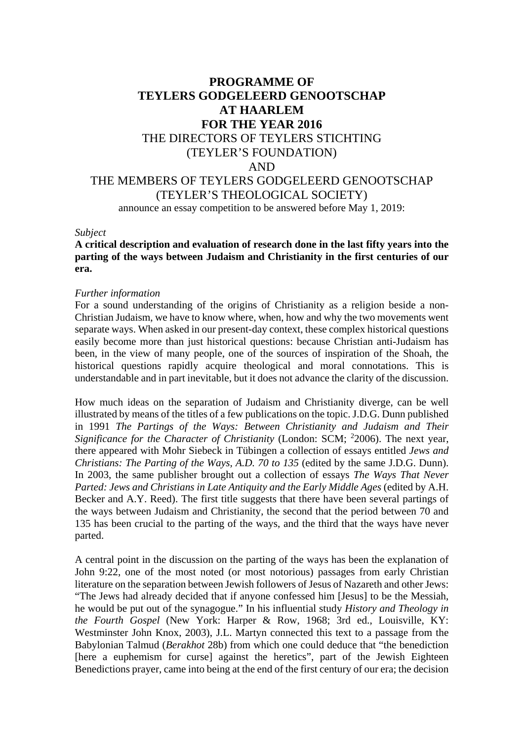# PROGRAMME OF TEYLERS GODGELEERD GENOOTSCHAP AT HAARLEM FOR THE YEAR 2016

THE DIRECTORS OF TEYLERS STICHTING
(TEYLER'S FOUNDATION)
AND
THE MEMBERS OF TEYLERS GODGELEERD GENOOTSCHAP
(TEYLER'S THEOLOGICAL SOCIETY)

announce an essay competition to be answered before May 1, 2019:

*Subject*

**A critical description and evaluation of research done in the last fifty years into the parting of the ways between Judaism and Christianity in the first centuries of our era.**

*Further information*

For a sound understanding of the origins of Christianity as a religion beside a non-Christian Judaism, we have to know where, when, how and why the two movements went separate ways. When asked in our present-day context, these complex historical questions easily become more than just historical questions: because Christian anti-Judaism has been, in the view of many people, one of the sources of inspiration of the Shoah, the historical questions rapidly acquire theological and moral connotations. This is understandable and in part inevitable, but it does not advance the clarity of the discussion.

How much ideas on the separation of Judaism and Christianity diverge, can be well illustrated by means of the titles of a few publications on the topic. J.D.G. Dunn published in 1991 *The Partings of the Ways: Between Christianity and Judaism and Their Significance for the Character of Christianity* (London: SCM; $^{2}$2006). The next year, there appeared with Mohr Siebeck in Tübingen a collection of essays entitled *Jews and Christians: The Parting of the Ways, A.D. 70 to 135* (edited by the same J.D.G. Dunn). In 2003, the same publisher brought out a collection of essays *The Ways That Never Parted: Jews and Christians in Late Antiquity and the Early Middle Ages* (edited by A.H. Becker and A.Y. Reed). The first title suggests that there have been several partings of the ways between Judaism and Christianity, the second that the period between 70 and 135 has been crucial to the parting of the ways, and the third that the ways have never parted.

A central point in the discussion on the parting of the ways has been the explanation of John 9:22, one of the most noted (or most notorious) passages from early Christian literature on the separation between Jewish followers of Jesus of Nazareth and other Jews: "The Jews had already decided that if anyone confessed him [Jesus] to be the Messiah, he would be put out of the synagogue." In his influential study *History and Theology in the Fourth Gospel* (New York: Harper & Row, 1968; 3rd ed., Louisville, KY: Westminster John Knox, 2003), J.L. Martyn connected this text to a passage from the Babylonian Talmud (*Berakhot* 28b) from which one could deduce that "the benediction [here a euphemism for curse] against the heretics", part of the Jewish Eighteen Benedictions prayer, came into being at the end of the first century of our era; the decision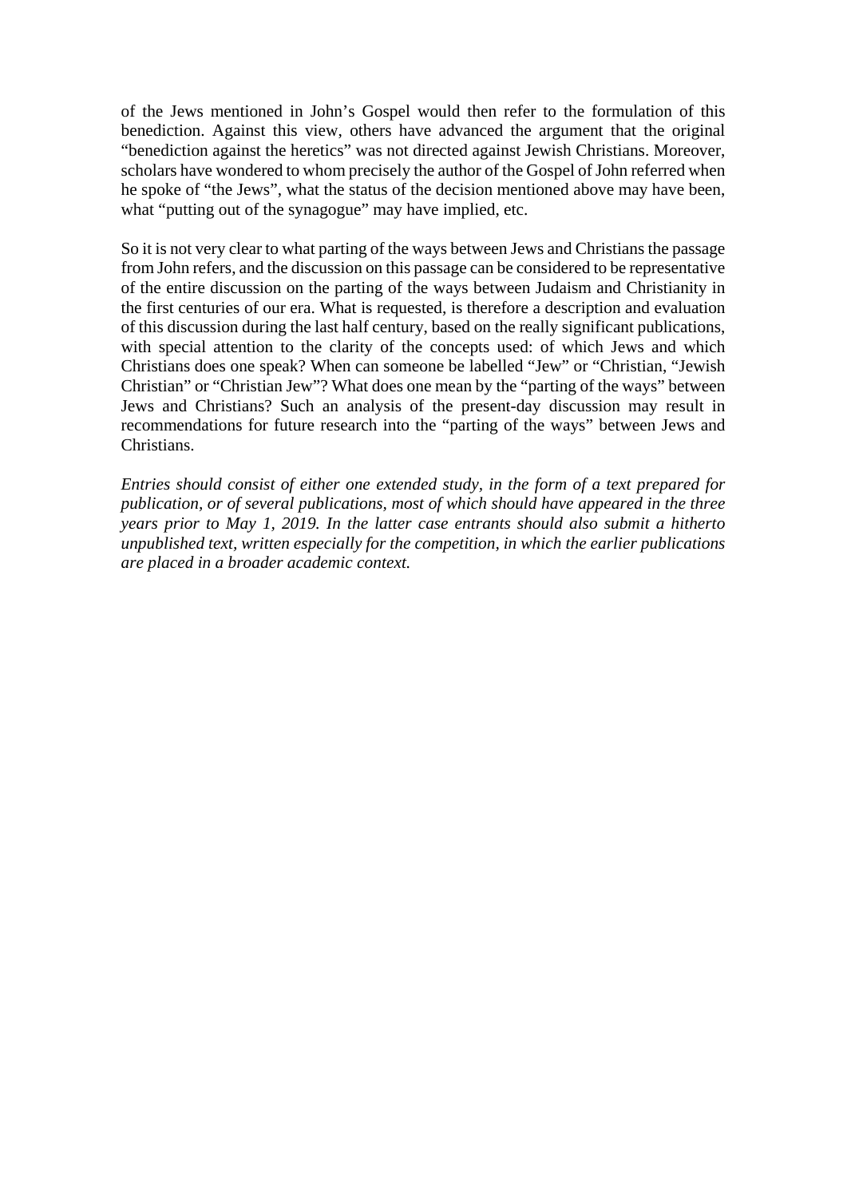of the Jews mentioned in John’s Gospel would then refer to the formulation of this benediction. Against this view, others have advanced the argument that the original “benediction against the heretics” was not directed against Jewish Christians. Moreover, scholars have wondered to whom precisely the author of the Gospel of John referred when he spoke of “the Jews”, what the status of the decision mentioned above may have been, what “putting out of the synagogue” may have implied, etc.

So it is not very clear to what parting of the ways between Jews and Christians the passage from John refers, and the discussion on this passage can be considered to be representative of the entire discussion on the parting of the ways between Judaism and Christianity in the first centuries of our era. What is requested, is therefore a description and evaluation of this discussion during the last half century, based on the really significant publications, with special attention to the clarity of the concepts used: of which Jews and which Christians does one speak? When can someone be labelled “Jew” or “Christian, “Jewish Christian” or “Christian Jew”? What does one mean by the “parting of the ways” between Jews and Christians? Such an analysis of the present-day discussion may result in recommendations for future research into the “parting of the ways” between Jews and Christians.

*Entries should consist of either one extended study, in the form of a text prepared for publication, or of several publications, most of which should have appeared in the three years prior to May 1, 2019. In the latter case entrants should also submit a hitherto unpublished text, written especially for the competition, in which the earlier publications are placed in a broader academic context.*